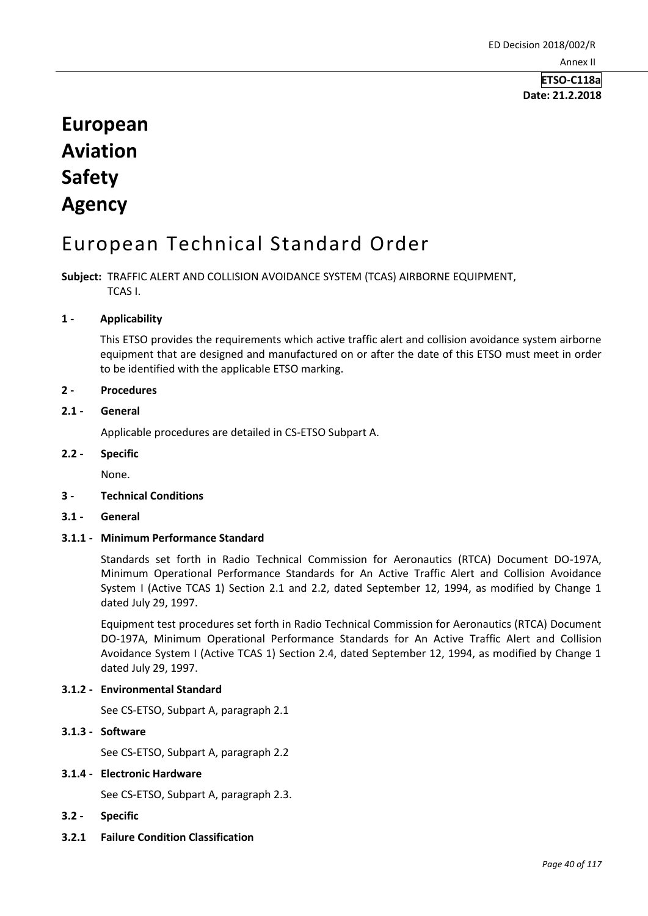**ETSO-C118a**
**Date: 21.2.2018**

# European Aviation Safety Agency

# European Technical Standard Order

**Subject:** TRAFFIC ALERT AND COLLISION AVOIDANCE SYSTEM (TCAS) AIRBORNE EQUIPMENT, TCAS I.

## 1 - Applicability

This ETSO provides the requirements which active traffic alert and collision avoidance system airborne equipment that are designed and manufactured on or after the date of this ETSO must meet in order to be identified with the applicable ETSO marking.

## 2 - Procedures

### 2.1 - General

Applicable procedures are detailed in CS-ETSO Subpart A.

### 2.2 - Specific

None.

## 3 - Technical Conditions

### 3.1 - General

#### 3.1.1 - Minimum Performance Standard

Standards set forth in Radio Technical Commission for Aeronautics (RTCA) Document DO-197A, Minimum Operational Performance Standards for An Active Traffic Alert and Collision Avoidance System I (Active TCAS 1) Section 2.1 and 2.2, dated September 12, 1994, as modified by Change 1 dated July 29, 1997.

Equipment test procedures set forth in Radio Technical Commission for Aeronautics (RTCA) Document DO-197A, Minimum Operational Performance Standards for An Active Traffic Alert and Collision Avoidance System I (Active TCAS 1) Section 2.4, dated September 12, 1994, as modified by Change 1 dated July 29, 1997.

#### 3.1.2 - Environmental Standard

See CS-ETSO, Subpart A, paragraph 2.1

#### 3.1.3 - Software

See CS-ETSO, Subpart A, paragraph 2.2

#### 3.1.4 - Electronic Hardware

See CS-ETSO, Subpart A, paragraph 2.3.

### 3.2 - Specific

#### 3.2.1 Failure Condition Classification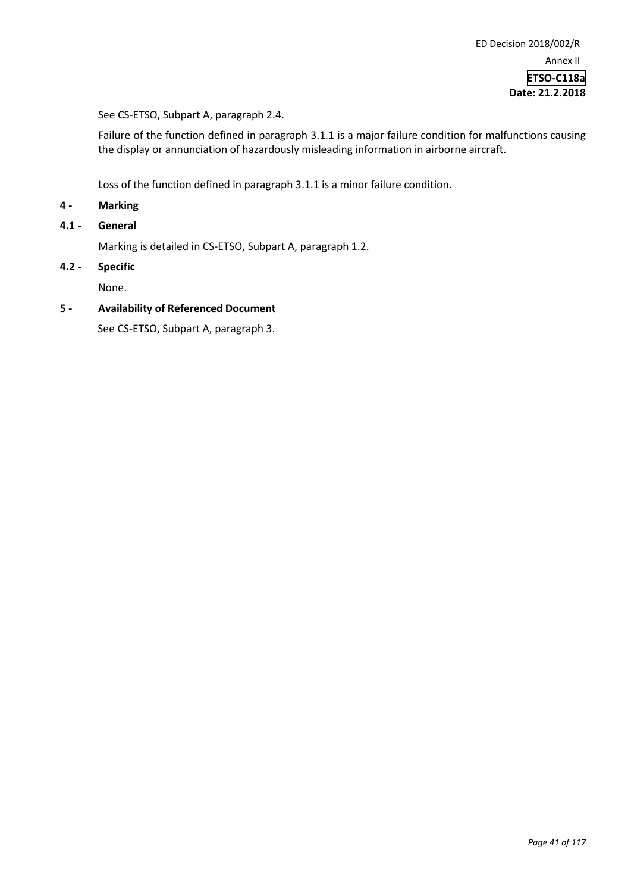See CS-ETSO, Subpart A, paragraph 2.4.

Failure of the function defined in paragraph 3.1.1 is a major failure condition for malfunctions causing the display or annunciation of hazardously misleading information in airborne aircraft.

Loss of the function defined in paragraph 3.1.1 is a minor failure condition.

## 4 - Marking

### 4.1 - General

Marking is detailed in CS-ETSO, Subpart A, paragraph 1.2.

### 4.2 - Specific

None.

## 5 - Availability of Referenced Document

See CS-ETSO, Subpart A, paragraph 3.